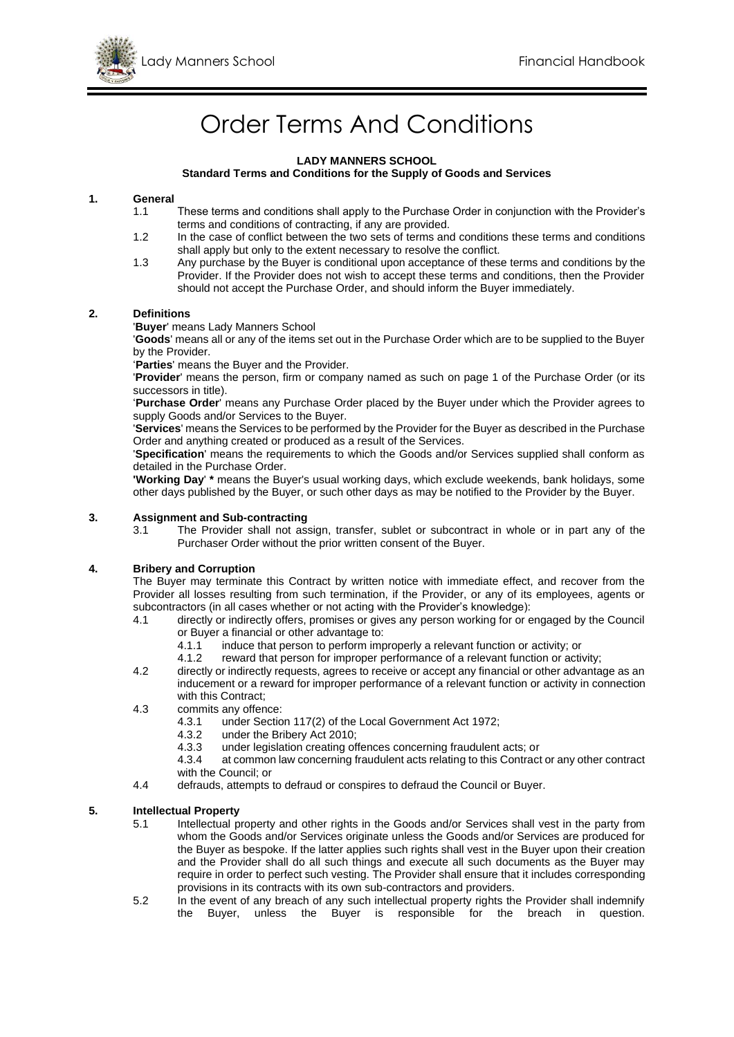# Order Terms And Conditions

**LADY MANNERS SCHOOL**
**Standard Terms and Conditions for the Supply of Goods and Services**

**1. General**

1.1 These terms and conditions shall apply to the Purchase Order in conjunction with the Provider's terms and conditions of contracting, if any are provided.

1.2 In the case of conflict between the two sets of terms and conditions these terms and conditions shall apply but only to the extent necessary to resolve the conflict.

1.3 Any purchase by the Buyer is conditional upon acceptance of these terms and conditions by the Provider. If the Provider does not wish to accept these terms and conditions, then the Provider should not accept the Purchase Order, and should inform the Buyer immediately.

**2. Definitions**

'**Buyer**' means Lady Manners School

'**Goods**' means all or any of the items set out in the Purchase Order which are to be supplied to the Buyer by the Provider.

'**Parties**' means the Buyer and the Provider.

'**Provider**' means the person, firm or company named as such on page 1 of the Purchase Order (or its successors in title).

'**Purchase Order**' means any Purchase Order placed by the Buyer under which the Provider agrees to supply Goods and/or Services to the Buyer.

'**Services**' means the Services to be performed by the Provider for the Buyer as described in the Purchase Order and anything created or produced as a result of the Services.

'**Specification**' means the requirements to which the Goods and/or Services supplied shall conform as detailed in the Purchase Order.

**'Working Day' \*** means the Buyer's usual working days, which exclude weekends, bank holidays, some other days published by the Buyer, or such other days as may be notified to the Provider by the Buyer.

**3. Assignment and Sub-contracting**

3.1 The Provider shall not assign, transfer, sublet or subcontract in whole or in part any of the Purchaser Order without the prior written consent of the Buyer.

**4. Bribery and Corruption**

The Buyer may terminate this Contract by written notice with immediate effect, and recover from the Provider all losses resulting from such termination, if the Provider, or any of its employees, agents or subcontractors (in all cases whether or not acting with the Provider's knowledge):

4.1 directly or indirectly offers, promises or gives any person working for or engaged by the Council or Buyer a financial or other advantage to:

4.1.1 induce that person to perform improperly a relevant function or activity; or

4.1.2 reward that person for improper performance of a relevant function or activity;

4.2 directly or indirectly requests, agrees to receive or accept any financial or other advantage as an inducement or a reward for improper performance of a relevant function or activity in connection with this Contract;

4.3 commits any offence:

4.3.1 under Section 117(2) of the Local Government Act 1972;

4.3.2 under the Bribery Act 2010;

4.3.3 under legislation creating offences concerning fraudulent acts; or

4.3.4 at common law concerning fraudulent acts relating to this Contract or any other contract with the Council; or

4.4 defrauds, attempts to defraud or conspires to defraud the Council or Buyer.

**5. Intellectual Property**

5.1 Intellectual property and other rights in the Goods and/or Services shall vest in the party from whom the Goods and/or Services originate unless the Goods and/or Services are produced for the Buyer as bespoke. If the latter applies such rights shall vest in the Buyer upon their creation and the Provider shall do all such things and execute all such documents as the Buyer may require in order to perfect such vesting. The Provider shall ensure that it includes corresponding provisions in its contracts with its own sub-contractors and providers.

5.2 In the event of any breach of any such intellectual property rights the Provider shall indemnify the Buyer, unless the Buyer is responsible for the breach in question.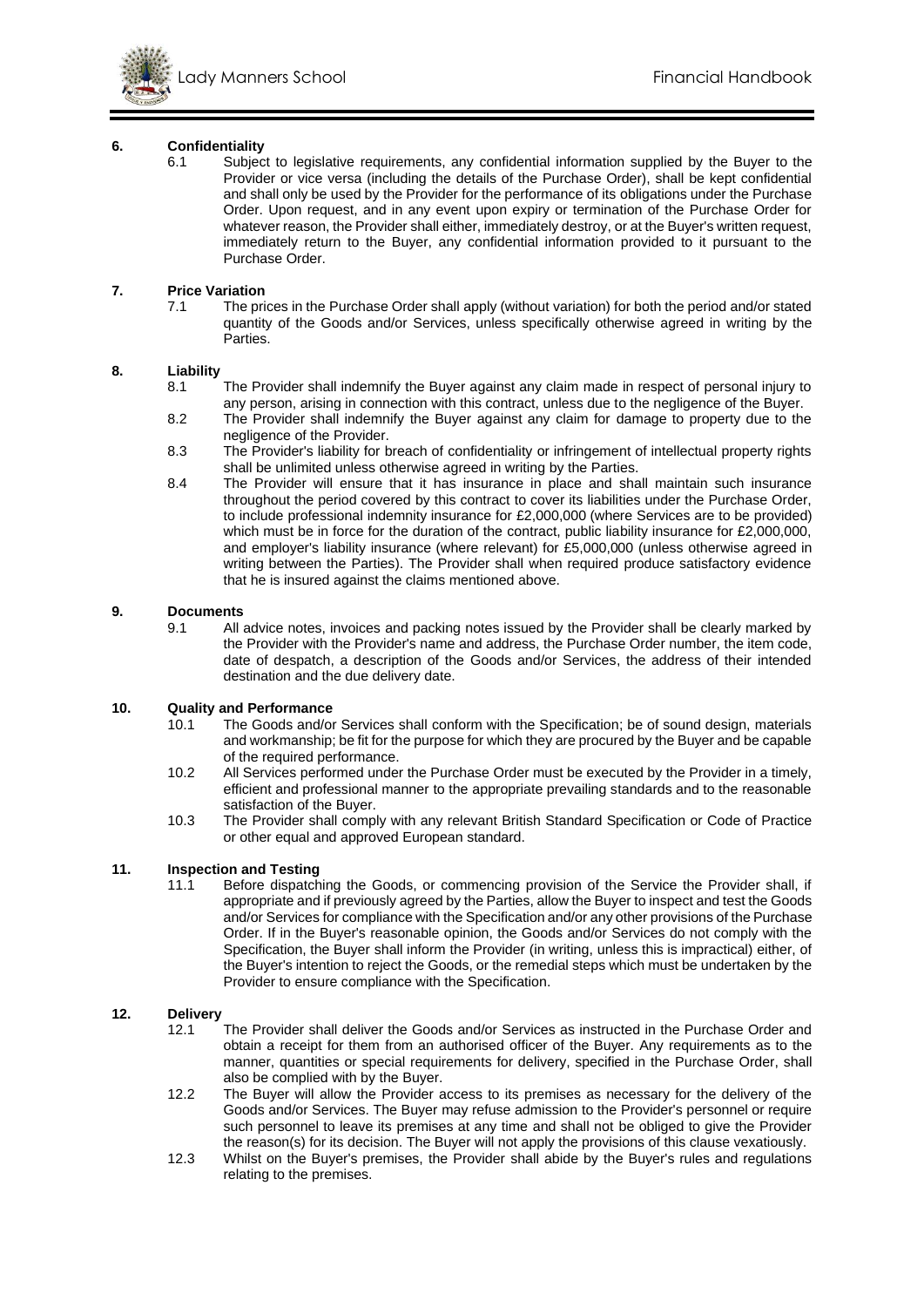## 6. Confidentiality

6.1 Subject to legislative requirements, any confidential information supplied by the Buyer to the Provider or vice versa (including the details of the Purchase Order), shall be kept confidential and shall only be used by the Provider for the performance of its obligations under the Purchase Order. Upon request, and in any event upon expiry or termination of the Purchase Order for whatever reason, the Provider shall either, immediately destroy, or at the Buyer's written request, immediately return to the Buyer, any confidential information provided to it pursuant to the Purchase Order.

## 7. Price Variation

7.1 The prices in the Purchase Order shall apply (without variation) for both the period and/or stated quantity of the Goods and/or Services, unless specifically otherwise agreed in writing by the Parties.

## 8. Liability

8.1 The Provider shall indemnify the Buyer against any claim made in respect of personal injury to any person, arising in connection with this contract, unless due to the negligence of the Buyer.

8.2 The Provider shall indemnify the Buyer against any claim for damage to property due to the negligence of the Provider.

8.3 The Provider's liability for breach of confidentiality or infringement of intellectual property rights shall be unlimited unless otherwise agreed in writing by the Parties.

8.4 The Provider will ensure that it has insurance in place and shall maintain such insurance throughout the period covered by this contract to cover its liabilities under the Purchase Order, to include professional indemnity insurance for £2,000,000 (where Services are to be provided) which must be in force for the duration of the contract, public liability insurance for £2,000,000, and employer's liability insurance (where relevant) for £5,000,000 (unless otherwise agreed in writing between the Parties). The Provider shall when required produce satisfactory evidence that he is insured against the claims mentioned above.

## 9. Documents

9.1 All advice notes, invoices and packing notes issued by the Provider shall be clearly marked by the Provider with the Provider's name and address, the Purchase Order number, the item code, date of despatch, a description of the Goods and/or Services, the address of their intended destination and the due delivery date.

## 10. Quality and Performance

10.1 The Goods and/or Services shall conform with the Specification; be of sound design, materials and workmanship; be fit for the purpose for which they are procured by the Buyer and be capable of the required performance.

10.2 All Services performed under the Purchase Order must be executed by the Provider in a timely, efficient and professional manner to the appropriate prevailing standards and to the reasonable satisfaction of the Buyer.

10.3 The Provider shall comply with any relevant British Standard Specification or Code of Practice or other equal and approved European standard.

## 11. Inspection and Testing

11.1 Before dispatching the Goods, or commencing provision of the Service the Provider shall, if appropriate and if previously agreed by the Parties, allow the Buyer to inspect and test the Goods and/or Services for compliance with the Specification and/or any other provisions of the Purchase Order. If in the Buyer's reasonable opinion, the Goods and/or Services do not comply with the Specification, the Buyer shall inform the Provider (in writing, unless this is impractical) either, of the Buyer's intention to reject the Goods, or the remedial steps which must be undertaken by the Provider to ensure compliance with the Specification.

## 12. Delivery

12.1 The Provider shall deliver the Goods and/or Services as instructed in the Purchase Order and obtain a receipt for them from an authorised officer of the Buyer. Any requirements as to the manner, quantities or special requirements for delivery, specified in the Purchase Order, shall also be complied with by the Buyer.

12.2 The Buyer will allow the Provider access to its premises as necessary for the delivery of the Goods and/or Services. The Buyer may refuse admission to the Provider's personnel or require such personnel to leave its premises at any time and shall not be obliged to give the Provider the reason(s) for its decision. The Buyer will not apply the provisions of this clause vexatiously.

12.3 Whilst on the Buyer's premises, the Provider shall abide by the Buyer's rules and regulations relating to the premises.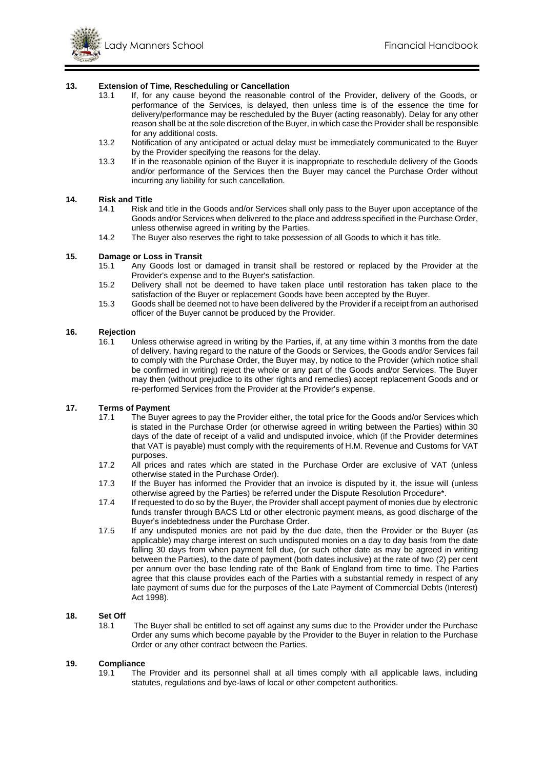## 13. Extension of Time, Rescheduling or Cancellation

13.1 If, for any cause beyond the reasonable control of the Provider, delivery of the Goods, or performance of the Services, is delayed, then unless time is of the essence the time for delivery/performance may be rescheduled by the Buyer (acting reasonably). Delay for any other reason shall be at the sole discretion of the Buyer, in which case the Provider shall be responsible for any additional costs.

13.2 Notification of any anticipated or actual delay must be immediately communicated to the Buyer by the Provider specifying the reasons for the delay.

13.3 If in the reasonable opinion of the Buyer it is inappropriate to reschedule delivery of the Goods and/or performance of the Services then the Buyer may cancel the Purchase Order without incurring any liability for such cancellation.

## 14. Risk and Title

14.1 Risk and title in the Goods and/or Services shall only pass to the Buyer upon acceptance of the Goods and/or Services when delivered to the place and address specified in the Purchase Order, unless otherwise agreed in writing by the Parties.

14.2 The Buyer also reserves the right to take possession of all Goods to which it has title.

## 15. Damage or Loss in Transit

15.1 Any Goods lost or damaged in transit shall be restored or replaced by the Provider at the Provider's expense and to the Buyer's satisfaction.

15.2 Delivery shall not be deemed to have taken place until restoration has taken place to the satisfaction of the Buyer or replacement Goods have been accepted by the Buyer.

15.3 Goods shall be deemed not to have been delivered by the Provider if a receipt from an authorised officer of the Buyer cannot be produced by the Provider.

## 16. Rejection

16.1 Unless otherwise agreed in writing by the Parties, if, at any time within 3 months from the date of delivery, having regard to the nature of the Goods or Services, the Goods and/or Services fail to comply with the Purchase Order, the Buyer may, by notice to the Provider (which notice shall be confirmed in writing) reject the whole or any part of the Goods and/or Services. The Buyer may then (without prejudice to its other rights and remedies) accept replacement Goods and or re-performed Services from the Provider at the Provider's expense.

## 17. Terms of Payment

17.1 The Buyer agrees to pay the Provider either, the total price for the Goods and/or Services which is stated in the Purchase Order (or otherwise agreed in writing between the Parties) within 30 days of the date of receipt of a valid and undisputed invoice, which (if the Provider determines that VAT is payable) must comply with the requirements of H.M. Revenue and Customs for VAT purposes.

17.2 All prices and rates which are stated in the Purchase Order are exclusive of VAT (unless otherwise stated in the Purchase Order).

17.3 If the Buyer has informed the Provider that an invoice is disputed by it, the issue will (unless otherwise agreed by the Parties) be referred under the Dispute Resolution Procedure*.

17.4 If requested to do so by the Buyer, the Provider shall accept payment of monies due by electronic funds transfer through BACS Ltd or other electronic payment means, as good discharge of the Buyer's indebtedness under the Purchase Order.

17.5 If any undisputed monies are not paid by the due date, then the Provider or the Buyer (as applicable) may charge interest on such undisputed monies on a day to day basis from the date falling 30 days from when payment fell due, (or such other date as may be agreed in writing between the Parties), to the date of payment (both dates inclusive) at the rate of two (2) per cent per annum over the base lending rate of the Bank of England from time to time. The Parties agree that this clause provides each of the Parties with a substantial remedy in respect of any late payment of sums due for the purposes of the Late Payment of Commercial Debts (Interest) Act 1998).

## 18. Set Off

18.1 The Buyer shall be entitled to set off against any sums due to the Provider under the Purchase Order any sums which become payable by the Provider to the Buyer in relation to the Purchase Order or any other contract between the Parties.

## 19. Compliance

19.1 The Provider and its personnel shall at all times comply with all applicable laws, including statutes, regulations and bye-laws of local or other competent authorities.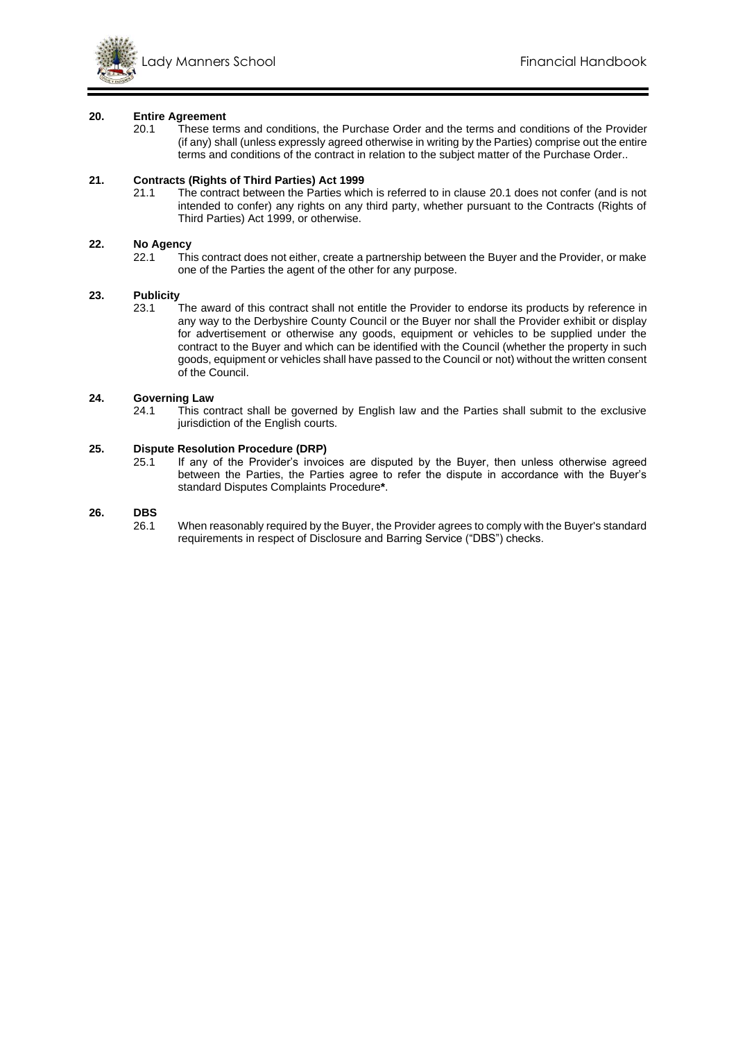## 20. Entire Agreement

20.1 These terms and conditions, the Purchase Order and the terms and conditions of the Provider (if any) shall (unless expressly agreed otherwise in writing by the Parties) comprise out the entire terms and conditions of the contract in relation to the subject matter of the Purchase Order..

## 21. Contracts (Rights of Third Parties) Act 1999

21.1 The contract between the Parties which is referred to in clause 20.1 does not confer (and is not intended to confer) any rights on any third party, whether pursuant to the Contracts (Rights of Third Parties) Act 1999, or otherwise.

## 22. No Agency

22.1 This contract does not either, create a partnership between the Buyer and the Provider, or make one of the Parties the agent of the other for any purpose.

## 23. Publicity

23.1 The award of this contract shall not entitle the Provider to endorse its products by reference in any way to the Derbyshire County Council or the Buyer nor shall the Provider exhibit or display for advertisement or otherwise any goods, equipment or vehicles to be supplied under the contract to the Buyer and which can be identified with the Council (whether the property in such goods, equipment or vehicles shall have passed to the Council or not) without the written consent of the Council.

## 24. Governing Law

24.1 This contract shall be governed by English law and the Parties shall submit to the exclusive jurisdiction of the English courts.

## 25. Dispute Resolution Procedure (DRP)

25.1 If any of the Provider's invoices are disputed by the Buyer, then unless otherwise agreed between the Parties, the Parties agree to refer the dispute in accordance with the Buyer's standard Disputes Complaints Procedure**\***.

## 26. DBS

26.1 When reasonably required by the Buyer, the Provider agrees to comply with the Buyer's standard requirements in respect of Disclosure and Barring Service ("DBS") checks.